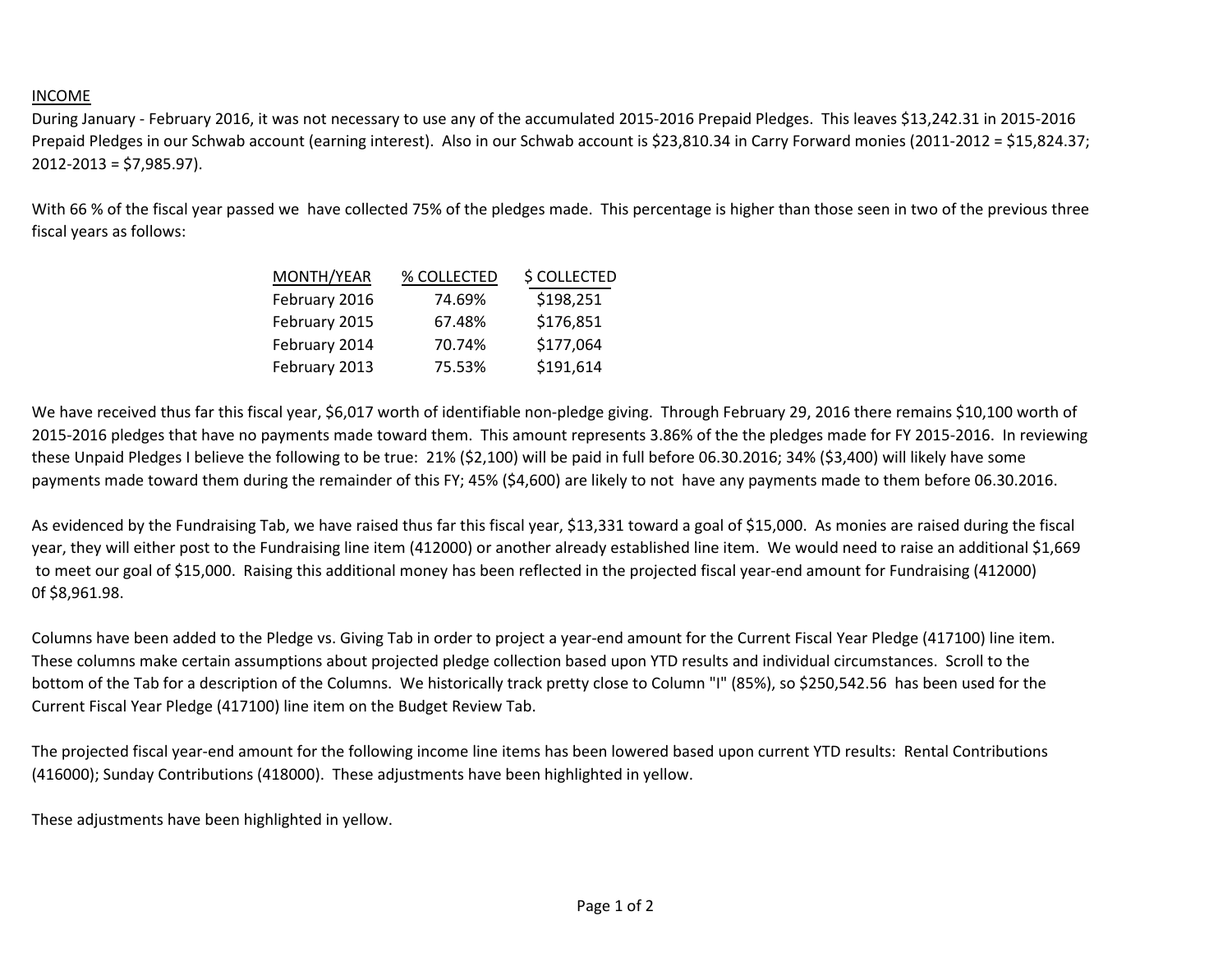## INCOME

During January - February 2016, it was not necessary to use any of the accumulated 2015-2016 Prepaid Pledges. This leaves $13,242.31 in 2015-2016 Prepaid Pledges in our Schwab account (earning interest). Also in our Schwab account is $23,810.34 in Carry Forward monies (2011-2012 = $15,824.37; 2012-2013 = $7,985.97).

With 66 % of the fiscal year passed we have collected 75% of the pledges made. This percentage is higher than those seen in two of the previous three fiscal years as follows:

| MONTH/YEAR | % COLLECTED | $ COLLECTED |
|---|---|---|
| February 2016 | 74.69% | $198,251 |
| February 2015 | 67.48% | $176,851 |
| February 2014 | 70.74% | $177,064 |
| February 2013 | 75.53% | $191,614 |

We have received thus far this fiscal year, $6,017 worth of identifiable non-pledge giving. Through February 29, 2016 there remains $10,100 worth of 2015-2016 pledges that have no payments made toward them. This amount represents 3.86% of the the pledges made for FY 2015-2016. In reviewing these Unpaid Pledges I believe the following to be true: 21% ($2,100) will be paid in full before 06.30.2016; 34% ($3,400) will likely have some payments made toward them during the remainder of this FY; 45% ($4,600) are likely to not have any payments made to them before 06.30.2016.

As evidenced by the Fundraising Tab, we have raised thus far this fiscal year, $13,331 toward a goal of $15,000. As monies are raised during the fiscal year, they will either post to the Fundraising line item (412000) or another already established line item. We would need to raise an additional $1,669 to meet our goal of $15,000. Raising this additional money has been reflected in the projected fiscal year-end amount for Fundraising (412000) 0f $8,961.98.

Columns have been added to the Pledge vs. Giving Tab in order to project a year-end amount for the Current Fiscal Year Pledge (417100) line item. These columns make certain assumptions about projected pledge collection based upon YTD results and individual circumstances. Scroll to the bottom of the Tab for a description of the Columns. We historically track pretty close to Column "I" (85%), so $250,542.56 has been used for the Current Fiscal Year Pledge (417100) line item on the Budget Review Tab.

The projected fiscal year-end amount for the following income line items has been lowered based upon current YTD results: Rental Contributions (416000); Sunday Contributions (418000). These adjustments have been highlighted in yellow.

These adjustments have been highlighted in yellow.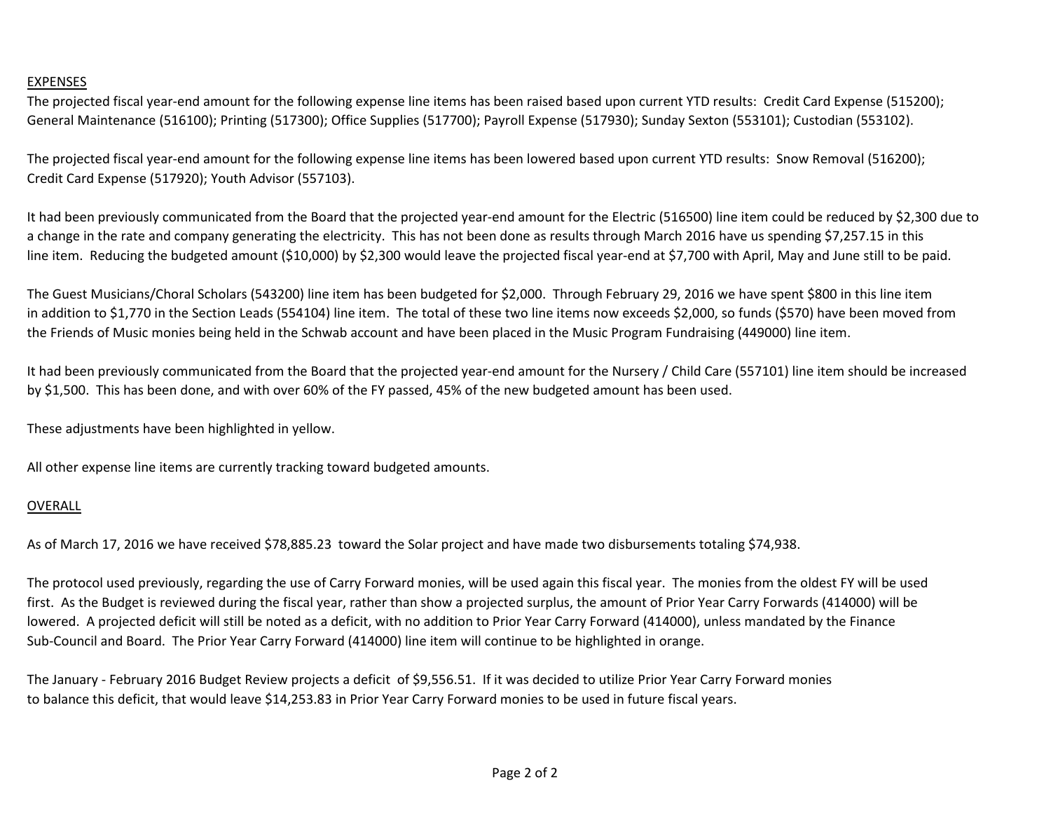<u>EXPENSES</u>

The projected fiscal year-end amount for the following expense line items has been raised based upon current YTD results: Credit Card Expense (515200); General Maintenance (516100); Printing (517300); Office Supplies (517700); Payroll Expense (517930); Sunday Sexton (553101); Custodian (553102).

The projected fiscal year-end amount for the following expense line items has been lowered based upon current YTD results: Snow Removal (516200); Credit Card Expense (517920); Youth Advisor (557103).

It had been previously communicated from the Board that the projected year-end amount for the Electric (516500) line item could be reduced by $2,300 due to a change in the rate and company generating the electricity. This has not been done as results through March 2016 have us spending $7,257.15 in this line item. Reducing the budgeted amount ($10,000) by $2,300 would leave the projected fiscal year-end at $7,700 with April, May and June still to be paid.

The Guest Musicians/Choral Scholars (543200) line item has been budgeted for $2,000. Through February 29, 2016 we have spent $800 in this line item in addition to $1,770 in the Section Leads (554104) line item. The total of these two line items now exceeds $2,000, so funds ($570) have been moved from the Friends of Music monies being held in the Schwab account and have been placed in the Music Program Fundraising (449000) line item.

It had been previously communicated from the Board that the projected year-end amount for the Nursery / Child Care (557101) line item should be increased by $1,500. This has been done, and with over 60% of the FY passed, 45% of the new budgeted amount has been used.

These adjustments have been highlighted in yellow.

All other expense line items are currently tracking toward budgeted amounts.

<u>OVERALL</u>

As of March 17, 2016 we have received $78,885.23 toward the Solar project and have made two disbursements totaling $74,938.

The protocol used previously, regarding the use of Carry Forward monies, will be used again this fiscal year. The monies from the oldest FY will be used first. As the Budget is reviewed during the fiscal year, rather than show a projected surplus, the amount of Prior Year Carry Forwards (414000) will be lowered. A projected deficit will still be noted as a deficit, with no addition to Prior Year Carry Forward (414000), unless mandated by the Finance Sub-Council and Board. The Prior Year Carry Forward (414000) line item will continue to be highlighted in orange.

The January - February 2016 Budget Review projects a deficit of $9,556.51. If it was decided to utilize Prior Year Carry Forward monies to balance this deficit, that would leave $14,253.83 in Prior Year Carry Forward monies to be used in future fiscal years.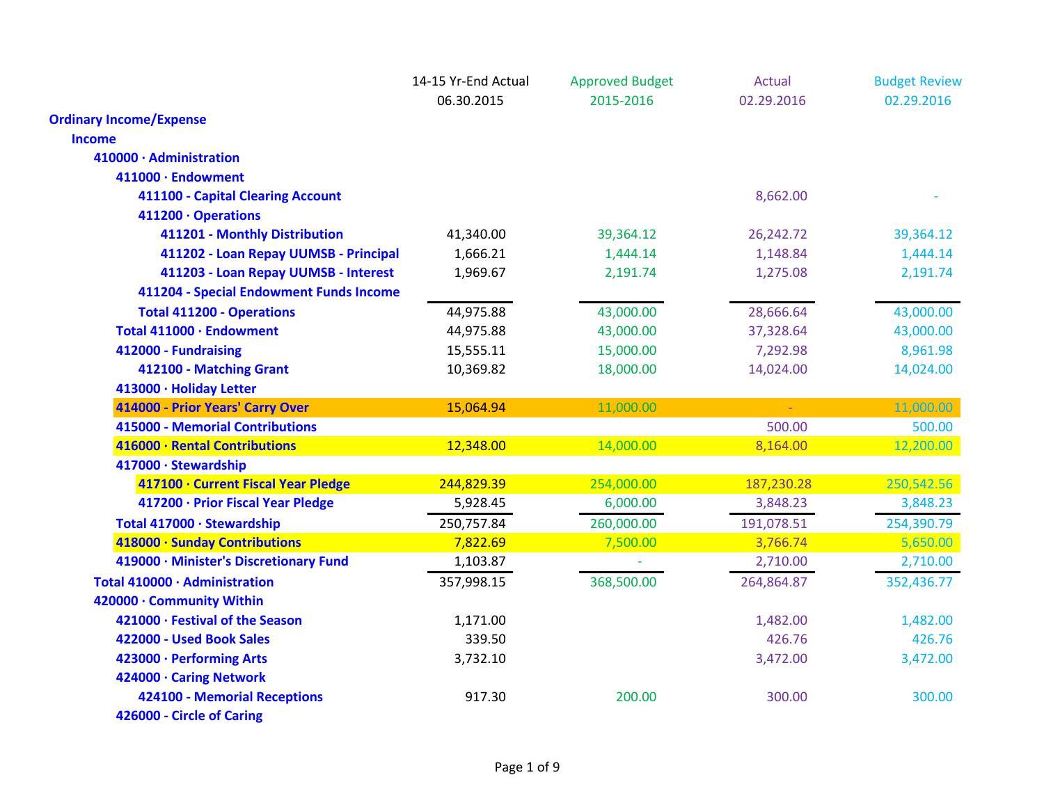| | 14-15 Yr-End Actual 06.30.2015 | Approved Budget 2015-2016 | Actual 02.29.2016 | Budget Review 02.29.2016 |
|---|---|---|---|---|
| **Ordinary Income/Expense** | | | | |
| **Income** | | | | |
| **410000 · Administration** | | | | |
| **411000 · Endowment** | | | | |
| **411100 - Capital Clearing Account** | | | 8,662.00 | - |
| **411200 · Operations** | | | | |
| **411201 - Monthly Distribution** | 41,340.00 | 39,364.12 | 26,242.72 | 39,364.12 |
| **411202 - Loan Repay UUMSB - Principal** | 1,666.21 | 1,444.14 | 1,148.84 | 1,444.14 |
| **411203 - Loan Repay UUMSB - Interest** | 1,969.67 | 2,191.74 | 1,275.08 | 2,191.74 |
| **411204 - Special Endowment Funds Income** | | | | |
| **Total 411200 - Operations** | 44,975.88 | 43,000.00 | 28,666.64 | 43,000.00 |
| **Total 411000 · Endowment** | 44,975.88 | 43,000.00 | 37,328.64 | 43,000.00 |
| **412000 - Fundraising** | 15,555.11 | 15,000.00 | 7,292.98 | 8,961.98 |
| **412100 - Matching Grant** | 10,369.82 | 18,000.00 | 14,024.00 | 14,024.00 |
| **413000 · Holiday Letter** | | | | |
| **414000 - Prior Years' Carry Over** | 15,064.94 | 11,000.00 | - | 11,000.00 |
| **415000 - Memorial Contributions** | | | 500.00 | 500.00 |
| **416000 · Rental Contributions** | 12,348.00 | 14,000.00 | 8,164.00 | 12,200.00 |
| **417000 · Stewardship** | | | | |
| **417100 · Current Fiscal Year Pledge** | 244,829.39 | 254,000.00 | 187,230.28 | 250,542.56 |
| **417200 · Prior Fiscal Year Pledge** | 5,928.45 | 6,000.00 | 3,848.23 | 3,848.23 |
| **Total 417000 · Stewardship** | 250,757.84 | 260,000.00 | 191,078.51 | 254,390.79 |
| **418000 · Sunday Contributions** | 7,822.69 | 7,500.00 | 3,766.74 | 5,650.00 |
| **419000 · Minister's Discretionary Fund** | 1,103.87 | - | 2,710.00 | 2,710.00 |
| **Total 410000 · Administration** | 357,998.15 | 368,500.00 | 264,864.87 | 352,436.77 |
| **420000 · Community Within** | | | | |
| **421000 · Festival of the Season** | 1,171.00 | | 1,482.00 | 1,482.00 |
| **422000 - Used Book Sales** | 339.50 | | 426.76 | 426.76 |
| **423000 · Performing Arts** | 3,732.10 | | 3,472.00 | 3,472.00 |
| **424000 · Caring Network** | | | | |
| **424100 - Memorial Receptions** | 917.30 | 200.00 | 300.00 | 300.00 |
| **426000 - Circle of Caring** | | | | |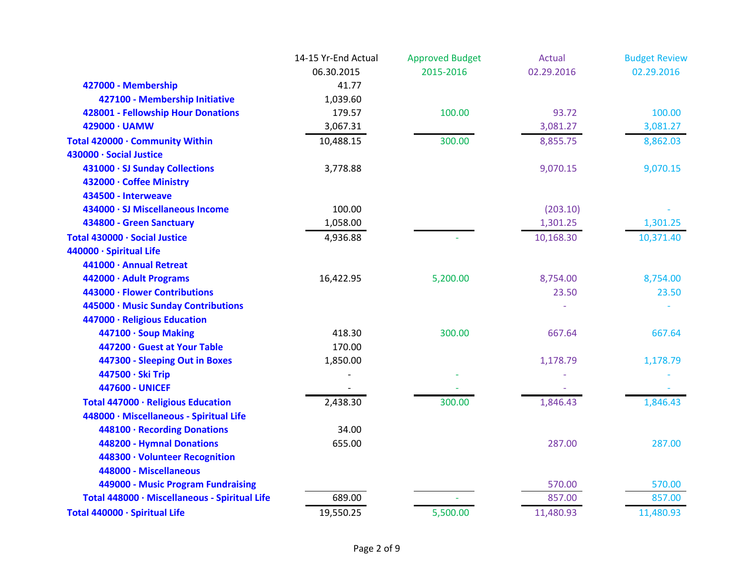| | 14-15 Yr-End Actual 06.30.2015 | Approved Budget 2015-2016 | Actual 02.29.2016 | Budget Review 02.29.2016 |
|---|---|---|---|---|
| 427000 - Membership | 41.77 | | | |
| 427100 - Membership Initiative | 1,039.60 | | | |
| 428001 - Fellowship Hour Donations | 179.57 | 100.00 | 93.72 | 100.00 |
| 429000 · UAMW | 3,067.31 | | 3,081.27 | 3,081.27 |
| **Total 420000 · Community Within** | 10,488.15 | 300.00 | 8,855.75 | 8,862.03 |
| **430000 · Social Justice** | | | | |
| 431000 · SJ Sunday Collections | 3,778.88 | | 9,070.15 | 9,070.15 |
| 432000 · Coffee Ministry | | | | |
| 434500 - Interweave | | | | |
| 434000 · SJ Miscellaneous Income | 100.00 | | (203.10) | - |
| 434800 - Green Sanctuary | 1,058.00 | | 1,301.25 | 1,301.25 |
| **Total 430000 · Social Justice** | 4,936.88 | - | 10,168.30 | 10,371.40 |
| **440000 · Spiritual Life** | | | | |
| 441000 · Annual Retreat | | | | |
| 442000 · Adult Programs | 16,422.95 | 5,200.00 | 8,754.00 | 8,754.00 |
| 443000 · Flower Contributions | | | 23.50 | 23.50 |
| 445000 · Music Sunday Contributions | | | - | - |
| 447000 · Religious Education | | | | |
| 447100 · Soup Making | 418.30 | 300.00 | 667.64 | 667.64 |
| 447200 · Guest at Your Table | 170.00 | | | |
| 447300 - Sleeping Out in Boxes | 1,850.00 | | 1,178.79 | 1,178.79 |
| 447500 · Ski Trip | - | - | - | - |
| 447600 - UNICEF | - | - | - | - |
| **Total 447000 · Religious Education** | 2,438.30 | 300.00 | 1,846.43 | 1,846.43 |
| 448000 · Miscellaneous - Spiritual Life | | | | |
| 448100 · Recording Donations | 34.00 | | | |
| 448200 - Hymnal Donations | 655.00 | | 287.00 | 287.00 |
| 448300 · Volunteer Recognition | | | | |
| 448000 - Miscellaneous | | | | |
| 449000 - Music Program Fundraising | | | 570.00 | 570.00 |
| **Total 448000 · Miscellaneous - Spiritual Life** | 689.00 | - | 857.00 | 857.00 |
| **Total 440000 · Spiritual Life** | 19,550.25 | 5,500.00 | 11,480.93 | 11,480.93 |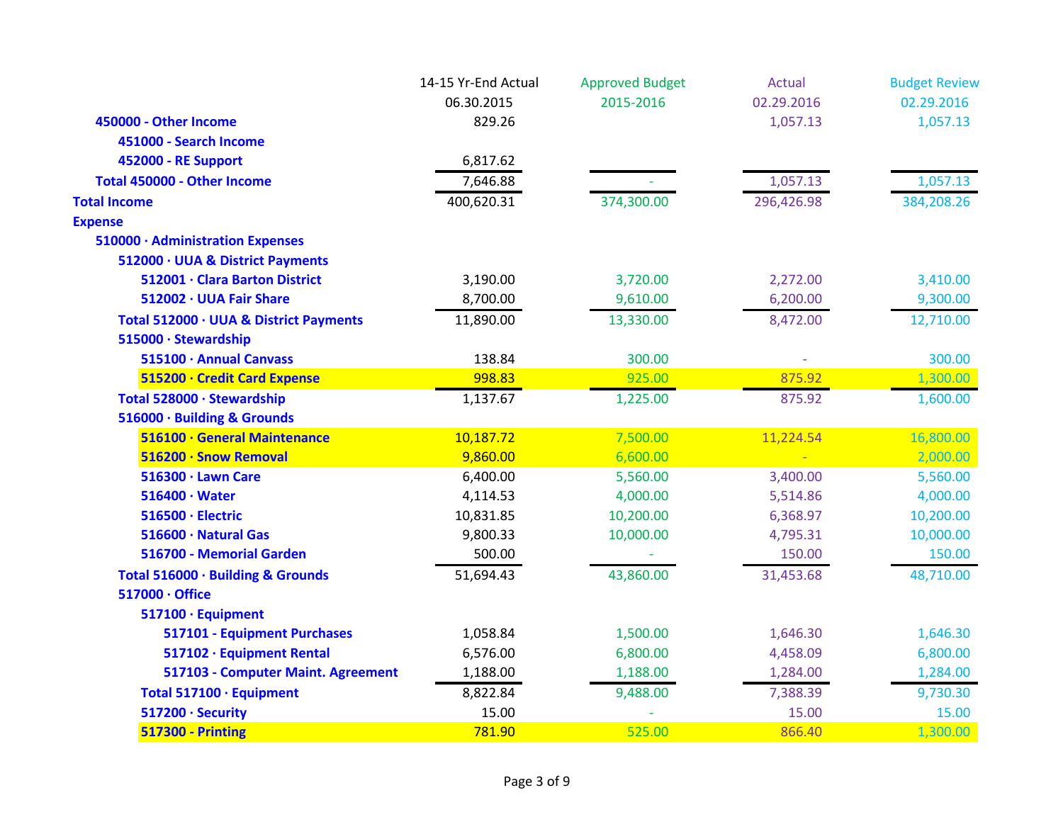| | 14-15 Yr-End Actual 06.30.2015 | Approved Budget 2015-2016 | Actual 02.29.2016 | Budget Review 02.29.2016 |
|---|---|---|---|---|
| **450000 - Other Income** | 829.26 | | 1,057.13 | 1,057.13 |
| **451000 - Search Income** | | | | |
| **452000 - RE Support** | 6,817.62 | | | |
| **Total 450000 - Other Income** | 7,646.88 | - | 1,057.13 | 1,057.13 |
| **Total Income** | 400,620.31 | 374,300.00 | 296,426.98 | 384,208.26 |
| **Expense** | | | | |
| **510000 · Administration Expenses** | | | | |
| **512000 · UUA & District Payments** | | | | |
| **512001 · Clara Barton District** | 3,190.00 | 3,720.00 | 2,272.00 | 3,410.00 |
| **512002 · UUA Fair Share** | 8,700.00 | 9,610.00 | 6,200.00 | 9,300.00 |
| **Total 512000 · UUA & District Payments** | 11,890.00 | 13,330.00 | 8,472.00 | 12,710.00 |
| **515000 · Stewardship** | | | | |
| **515100 · Annual Canvass** | 138.84 | 300.00 | - | 300.00 |
| **515200 · Credit Card Expense** | 998.83 | 925.00 | 875.92 | 1,300.00 |
| **Total 528000 · Stewardship** | 1,137.67 | 1,225.00 | 875.92 | 1,600.00 |
| **516000 · Building & Grounds** | | | | |
| **516100 · General Maintenance** | 10,187.72 | 7,500.00 | 11,224.54 | 16,800.00 |
| **516200 · Snow Removal** | 9,860.00 | 6,600.00 | - | 2,000.00 |
| **516300 · Lawn Care** | 6,400.00 | 5,560.00 | 3,400.00 | 5,560.00 |
| **516400 · Water** | 4,114.53 | 4,000.00 | 5,514.86 | 4,000.00 |
| **516500 · Electric** | 10,831.85 | 10,200.00 | 6,368.97 | 10,200.00 |
| **516600 · Natural Gas** | 9,800.33 | 10,000.00 | 4,795.31 | 10,000.00 |
| **516700 - Memorial Garden** | 500.00 | - | 150.00 | 150.00 |
| **Total 516000 · Building & Grounds** | 51,694.43 | 43,860.00 | 31,453.68 | 48,710.00 |
| **517000 · Office** | | | | |
| **517100 · Equipment** | | | | |
| **517101 - Equipment Purchases** | 1,058.84 | 1,500.00 | 1,646.30 | 1,646.30 |
| **517102 · Equipment Rental** | 6,576.00 | 6,800.00 | 4,458.09 | 6,800.00 |
| **517103 - Computer Maint. Agreement** | 1,188.00 | 1,188.00 | 1,284.00 | 1,284.00 |
| **Total 517100 · Equipment** | 8,822.84 | 9,488.00 | 7,388.39 | 9,730.30 |
| **517200 · Security** | 15.00 | - | 15.00 | 15.00 |
| **517300 - Printing** | 781.90 | 525.00 | 866.40 | 1,300.00 |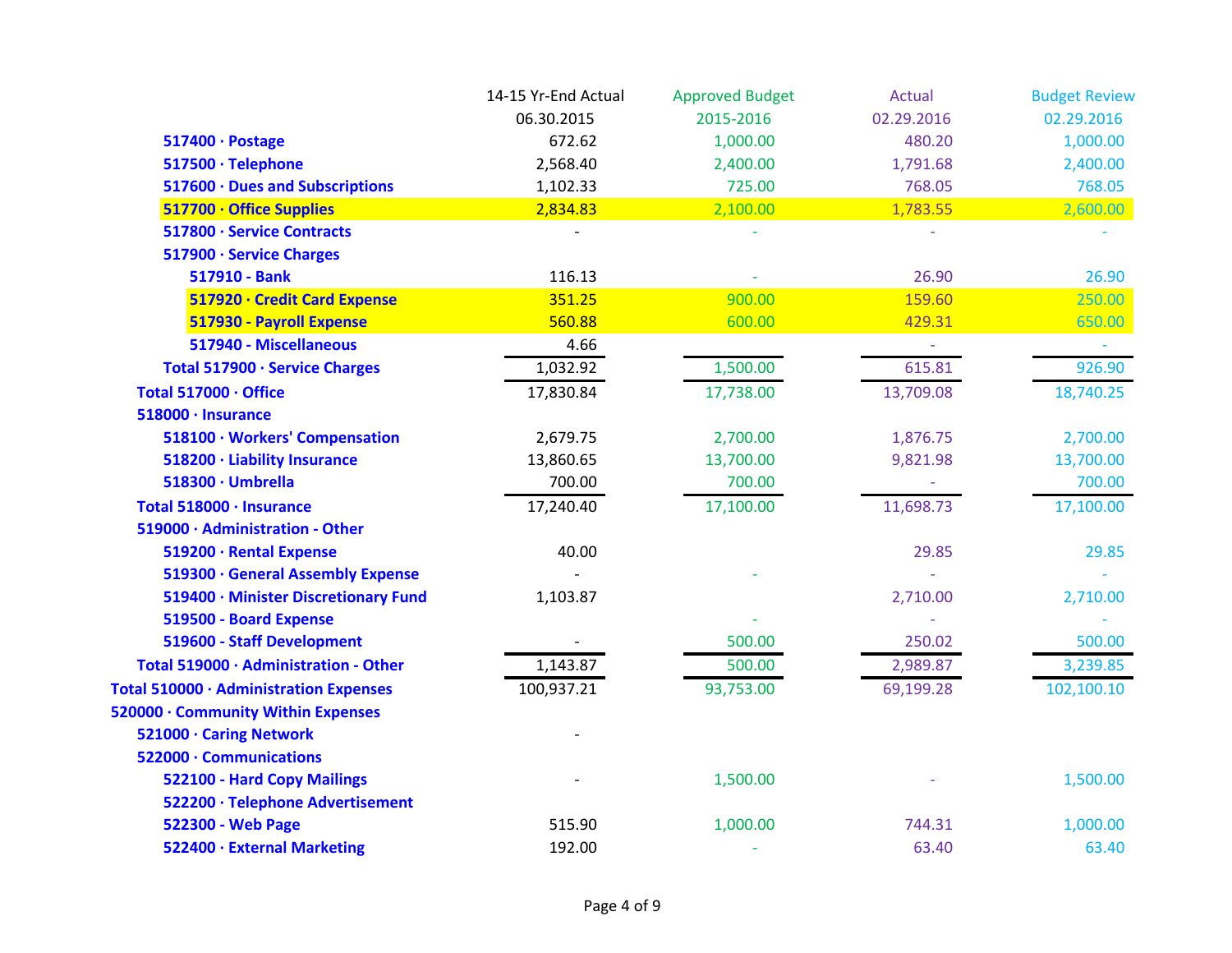| | 14-15 Yr-End Actual 06.30.2015 | Approved Budget 2015-2016 | Actual 02.29.2016 | Budget Review 02.29.2016 |
|---|---|---|---|---|
| 517400 · Postage | 672.62 | 1,000.00 | 480.20 | 1,000.00 |
| 517500 · Telephone | 2,568.40 | 2,400.00 | 1,791.68 | 2,400.00 |
| 517600 · Dues and Subscriptions | 1,102.33 | 725.00 | 768.05 | 768.05 |
| 517700 · Office Supplies | 2,834.83 | 2,100.00 | 1,783.55 | 2,600.00 |
| 517800 · Service Contracts | - | - | - | - |
| 517900 · Service Charges | | | | |
| 517910 - Bank | 116.13 | - | 26.90 | 26.90 |
| 517920 · Credit Card Expense | 351.25 | 900.00 | 159.60 | 250.00 |
| 517930 - Payroll Expense | 560.88 | 600.00 | 429.31 | 650.00 |
| 517940 - Miscellaneous | 4.66 | | - | - |
| Total 517900 · Service Charges | 1,032.92 | 1,500.00 | 615.81 | 926.90 |
| Total 517000 · Office | 17,830.84 | 17,738.00 | 13,709.08 | 18,740.25 |
| 518000 · Insurance | | | | |
| 518100 · Workers' Compensation | 2,679.75 | 2,700.00 | 1,876.75 | 2,700.00 |
| 518200 · Liability Insurance | 13,860.65 | 13,700.00 | 9,821.98 | 13,700.00 |
| 518300 · Umbrella | 700.00 | 700.00 | - | 700.00 |
| Total 518000 · Insurance | 17,240.40 | 17,100.00 | 11,698.73 | 17,100.00 |
| 519000 · Administration - Other | | | | |
| 519200 · Rental Expense | 40.00 | | 29.85 | 29.85 |
| 519300 · General Assembly Expense | - | - | - | - |
| 519400 · Minister Discretionary Fund | 1,103.87 | | 2,710.00 | 2,710.00 |
| 519500 - Board Expense | | - | - | - |
| 519600 - Staff Development | - | 500.00 | 250.02 | 500.00 |
| Total 519000 · Administration - Other | 1,143.87 | 500.00 | 2,989.87 | 3,239.85 |
| Total 510000 · Administration Expenses | 100,937.21 | 93,753.00 | 69,199.28 | 102,100.10 |
| 520000 · Community Within Expenses | | | | |
| 521000 · Caring Network | - | | | |
| 522000 · Communications | | | | |
| 522100 - Hard Copy Mailings | - | 1,500.00 | - | 1,500.00 |
| 522200 · Telephone Advertisement | | | | |
| 522300 - Web Page | 515.90 | 1,000.00 | 744.31 | 1,000.00 |
| 522400 · External Marketing | 192.00 | - | 63.40 | 63.40 |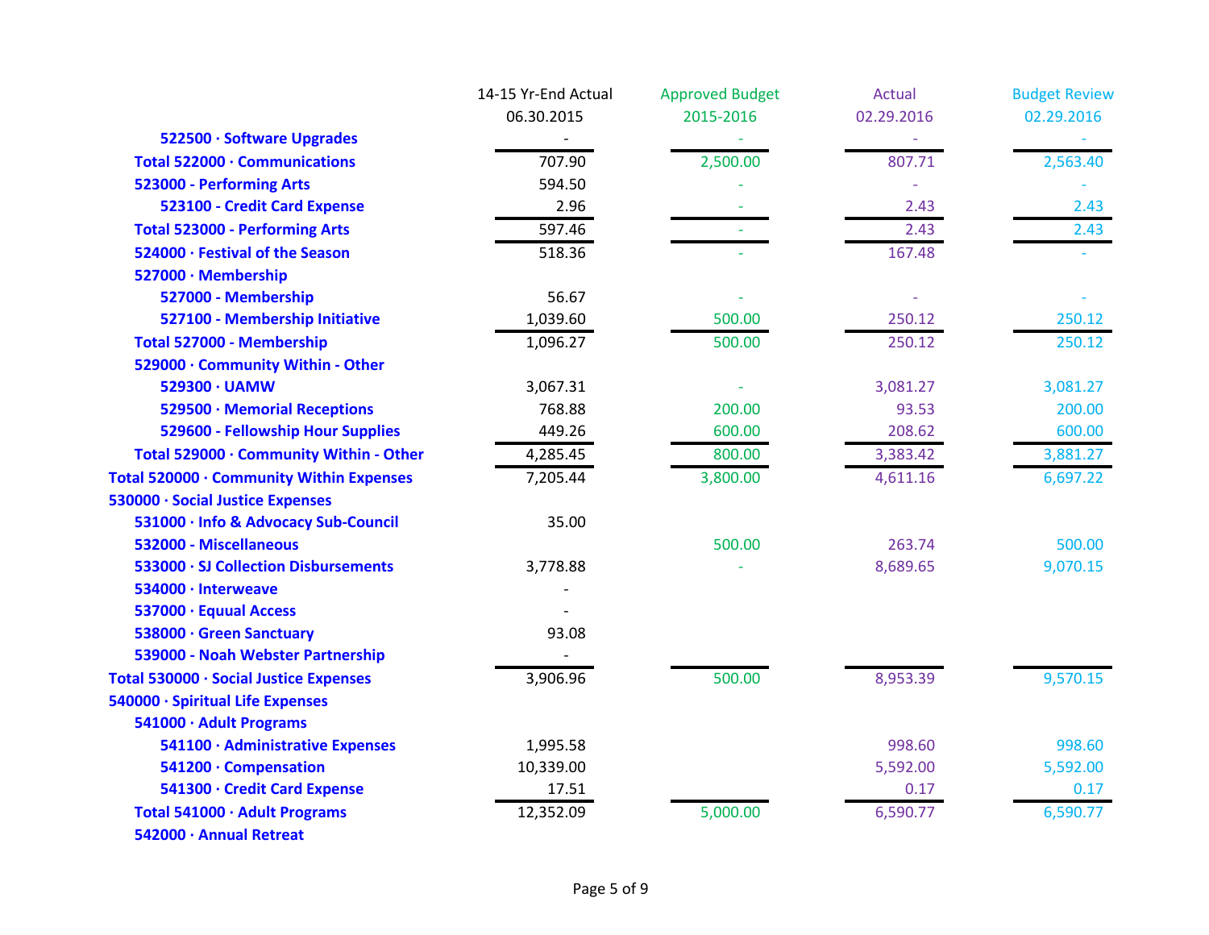| | 14-15 Yr-End Actual 06.30.2015 | Approved Budget 2015-2016 | Actual 02.29.2016 | Budget Review 02.29.2016 |
|---|---|---|---|---|
| 522500 · Software Upgrades | - | - | - | - |
| Total 522000 · Communications | 707.90 | 2,500.00 | 807.71 | 2,563.40 |
| 523000 - Performing Arts | 594.50 | - | - | - |
| 523100 - Credit Card Expense | 2.96 | - | 2.43 | 2.43 |
| Total 523000 - Performing Arts | 597.46 | - | 2.43 | 2.43 |
| 524000 · Festival of the Season | 518.36 | - | 167.48 | - |
| 527000 · Membership | | | | |
| 527000 - Membership | 56.67 | - | - | - |
| 527100 - Membership Initiative | 1,039.60 | 500.00 | 250.12 | 250.12 |
| Total 527000 - Membership | 1,096.27 | 500.00 | 250.12 | 250.12 |
| 529000 · Community Within - Other | | | | |
| 529300 · UAMW | 3,067.31 | - | 3,081.27 | 3,081.27 |
| 529500 · Memorial Receptions | 768.88 | 200.00 | 93.53 | 200.00 |
| 529600 - Fellowship Hour Supplies | 449.26 | 600.00 | 208.62 | 600.00 |
| Total 529000 · Community Within - Other | 4,285.45 | 800.00 | 3,383.42 | 3,881.27 |
| Total 520000 · Community Within Expenses | 7,205.44 | 3,800.00 | 4,611.16 | 6,697.22 |
| 530000 · Social Justice Expenses | | | | |
| 531000 · Info & Advocacy Sub-Council | 35.00 | | | |
| 532000 - Miscellaneous | | 500.00 | 263.74 | 500.00 |
| 533000 · SJ Collection Disbursements | 3,778.88 | - | 8,689.65 | 9,070.15 |
| 534000 · Interweave | - | | | |
| 537000 · Equual Access | - | | | |
| 538000 · Green Sanctuary | 93.08 | | | |
| 539000 - Noah Webster Partnership | - | | | |
| Total 530000 · Social Justice Expenses | 3,906.96 | 500.00 | 8,953.39 | 9,570.15 |
| 540000 · Spiritual Life Expenses | | | | |
| 541000 · Adult Programs | | | | |
| 541100 · Administrative Expenses | 1,995.58 | | 998.60 | 998.60 |
| 541200 · Compensation | 10,339.00 | | 5,592.00 | 5,592.00 |
| 541300 · Credit Card Expense | 17.51 | | 0.17 | 0.17 |
| Total 541000 · Adult Programs | 12,352.09 | 5,000.00 | 6,590.77 | 6,590.77 |
| 542000 · Annual Retreat | | | | |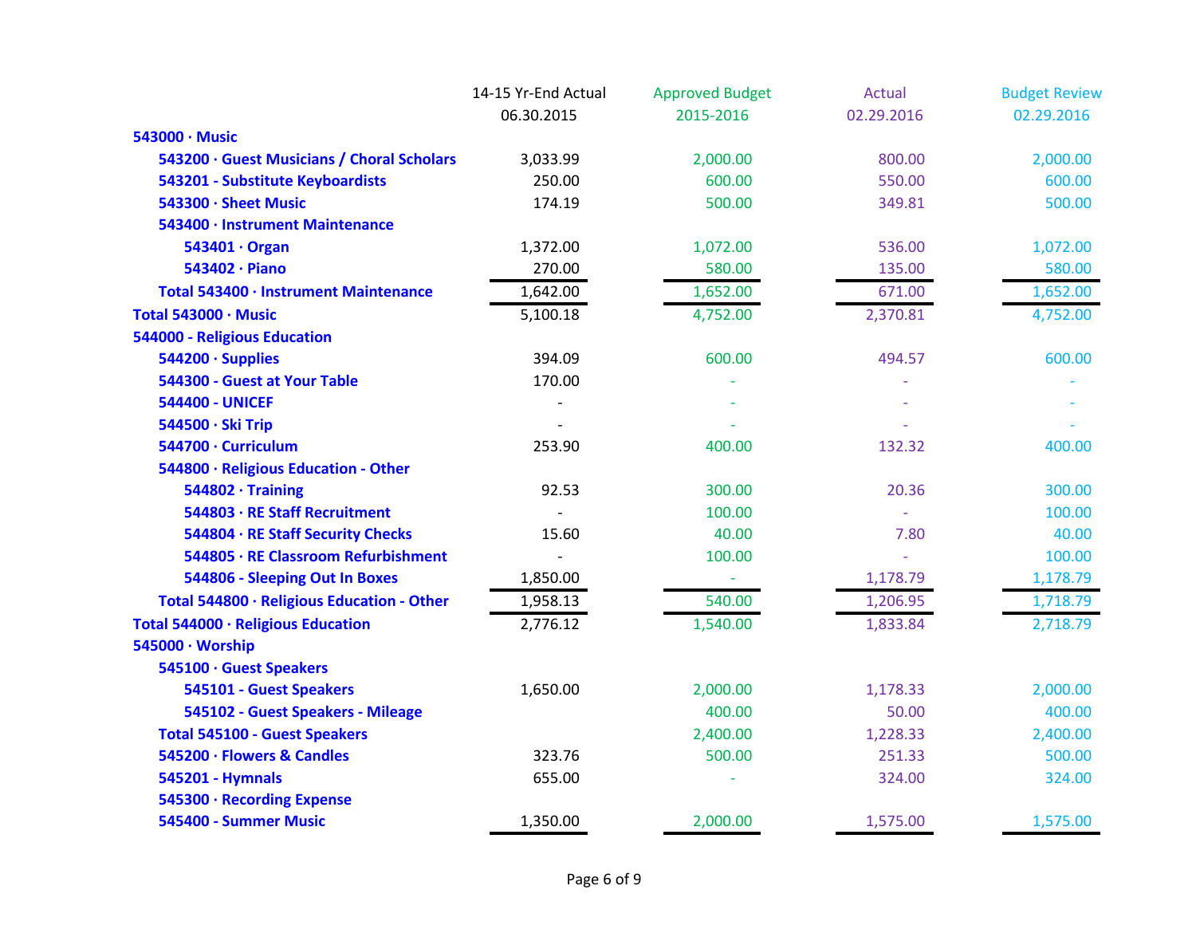| | 14-15 Yr-End Actual 06.30.2015 | Approved Budget 2015-2016 | Actual 02.29.2016 | Budget Review 02.29.2016 |
|---|---|---|---|---|
| **543000 · Music** | | | | |
| **543200 · Guest Musicians / Choral Scholars** | 3,033.99 | 2,000.00 | 800.00 | 2,000.00 |
| **543201 - Substitute Keyboardists** | 250.00 | 600.00 | 550.00 | 600.00 |
| **543300 · Sheet Music** | 174.19 | 500.00 | 349.81 | 500.00 |
| **543400 · Instrument Maintenance** | | | | |
| **543401 · Organ** | 1,372.00 | 1,072.00 | 536.00 | 1,072.00 |
| **543402 · Piano** | 270.00 | 580.00 | 135.00 | 580.00 |
| **Total 543400 · Instrument Maintenance** | 1,642.00 | 1,652.00 | 671.00 | 1,652.00 |
| **Total 543000 · Music** | 5,100.18 | 4,752.00 | 2,370.81 | 4,752.00 |
| **544000 - Religious Education** | | | | |
| **544200 · Supplies** | 394.09 | 600.00 | 494.57 | 600.00 |
| **544300 - Guest at Your Table** | 170.00 | - | - | - |
| **544400 - UNICEF** | - | - | - | - |
| **544500 · Ski Trip** | - | - | - | - |
| **544700 · Curriculum** | 253.90 | 400.00 | 132.32 | 400.00 |
| **544800 · Religious Education - Other** | | | | |
| **544802 · Training** | 92.53 | 300.00 | 20.36 | 300.00 |
| **544803 · RE Staff Recruitment** | - | 100.00 | - | 100.00 |
| **544804 · RE Staff Security Checks** | 15.60 | 40.00 | 7.80 | 40.00 |
| **544805 · RE Classroom Refurbishment** | - | 100.00 | - | 100.00 |
| **544806 - Sleeping Out In Boxes** | 1,850.00 | - | 1,178.79 | 1,178.79 |
| **Total 544800 · Religious Education - Other** | 1,958.13 | 540.00 | 1,206.95 | 1,718.79 |
| **Total 544000 · Religious Education** | 2,776.12 | 1,540.00 | 1,833.84 | 2,718.79 |
| **545000 · Worship** | | | | |
| **545100 · Guest Speakers** | | | | |
| **545101 - Guest Speakers** | 1,650.00 | 2,000.00 | 1,178.33 | 2,000.00 |
| **545102 - Guest Speakers - Mileage** | | 400.00 | 50.00 | 400.00 |
| **Total 545100 - Guest Speakers** | | 2,400.00 | 1,228.33 | 2,400.00 |
| **545200 · Flowers & Candles** | 323.76 | 500.00 | 251.33 | 500.00 |
| **545201 - Hymnals** | 655.00 | - | 324.00 | 324.00 |
| **545300 · Recording Expense** | | | | |
| **545400 - Summer Music** | 1,350.00 | 2,000.00 | 1,575.00 | 1,575.00 |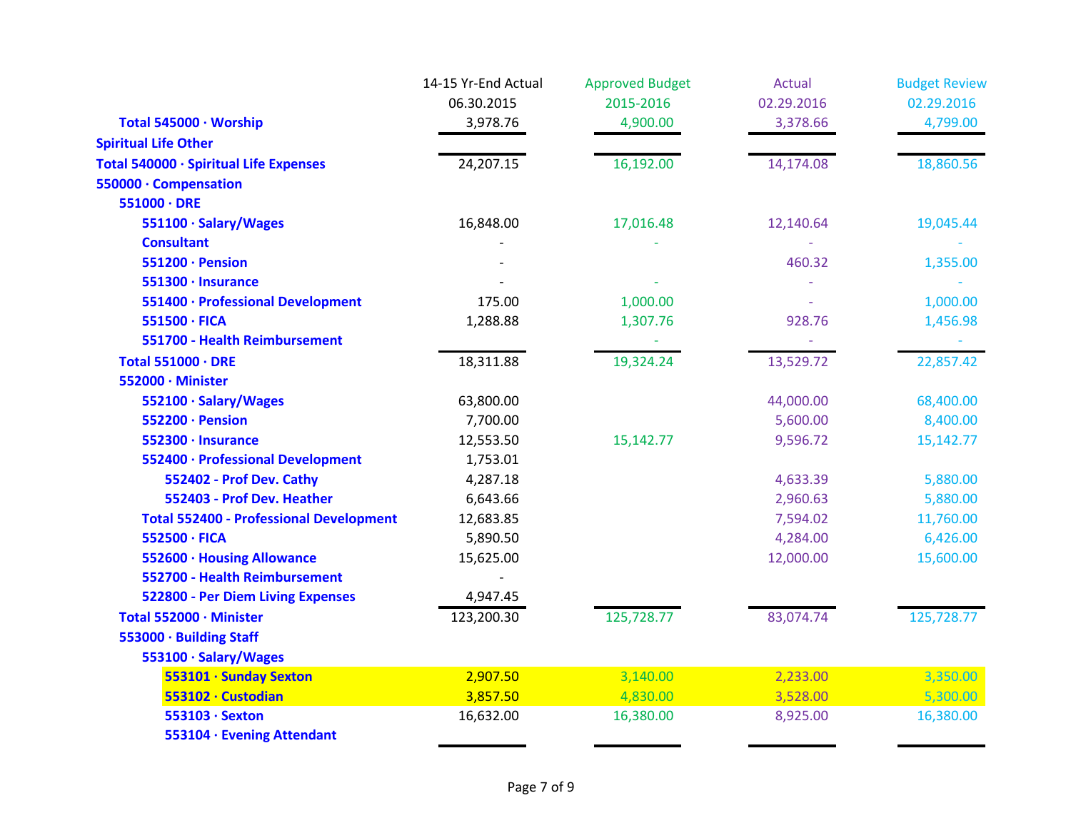| | 14-15 Yr-End Actual 06.30.2015 | Approved Budget 2015-2016 | Actual 02.29.2016 | Budget Review 02.29.2016 |
|---|---|---|---|---|
| **Total 545000 · Worship** | 3,978.76 | 4,900.00 | 3,378.66 | 4,799.00 |
| **Spiritual Life Other** | | | | |
| **Total 540000 · Spiritual Life Expenses** | 24,207.15 | 16,192.00 | 14,174.08 | 18,860.56 |
| **550000 · Compensation** | | | | |
| **551000 · DRE** | | | | |
| **551100 · Salary/Wages** | 16,848.00 | 17,016.48 | 12,140.64 | 19,045.44 |
| **Consultant** | - | - | - | - |
| **551200 · Pension** | - | | 460.32 | 1,355.00 |
| **551300 · Insurance** | - | - | - | - |
| **551400 · Professional Development** | 175.00 | 1,000.00 | - | 1,000.00 |
| **551500 · FICA** | 1,288.88 | 1,307.76 | 928.76 | 1,456.98 |
| **551700 - Health Reimbursement** | | - | - | - |
| **Total 551000 · DRE** | 18,311.88 | 19,324.24 | 13,529.72 | 22,857.42 |
| **552000 · Minister** | | | | |
| **552100 · Salary/Wages** | 63,800.00 | | 44,000.00 | 68,400.00 |
| **552200 · Pension** | 7,700.00 | | 5,600.00 | 8,400.00 |
| **552300 · Insurance** | 12,553.50 | 15,142.77 | 9,596.72 | 15,142.77 |
| **552400 · Professional Development** | 1,753.01 | | | |
| **552402 - Prof Dev. Cathy** | 4,287.18 | | 4,633.39 | 5,880.00 |
| **552403 - Prof Dev. Heather** | 6,643.66 | | 2,960.63 | 5,880.00 |
| **Total 552400 - Professional Development** | 12,683.85 | | 7,594.02 | 11,760.00 |
| **552500 · FICA** | 5,890.50 | | 4,284.00 | 6,426.00 |
| **552600 · Housing Allowance** | 15,625.00 | | 12,000.00 | 15,600.00 |
| **552700 - Health Reimbursement** | - | | | |
| **522800 - Per Diem Living Expenses** | 4,947.45 | | | |
| **Total 552000 · Minister** | 123,200.30 | 125,728.77 | 83,074.74 | 125,728.77 |
| **553000 · Building Staff** | | | | |
| **553100 · Salary/Wages** | | | | |
| **553101 · Sunday Sexton** | 2,907.50 | 3,140.00 | 2,233.00 | 3,350.00 |
| **553102 · Custodian** | 3,857.50 | 4,830.00 | 3,528.00 | 5,300.00 |
| **553103 · Sexton** | 16,632.00 | 16,380.00 | 8,925.00 | 16,380.00 |
| **553104 · Evening Attendant** | | | | |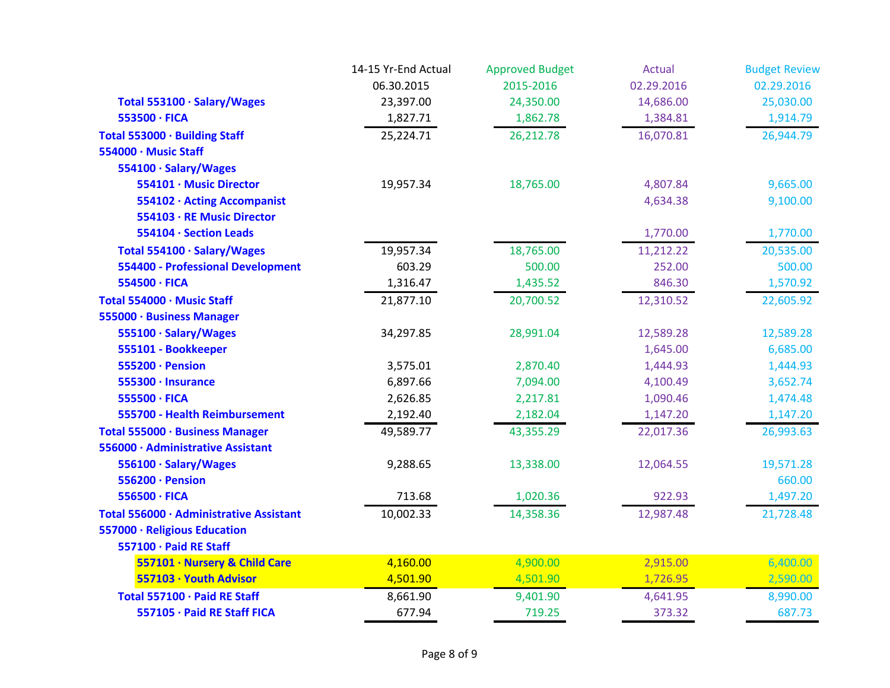| | 14-15 Yr-End Actual 06.30.2015 | Approved Budget 2015-2016 | Actual 02.29.2016 | Budget Review 02.29.2016 |
|---|---|---|---|---|
| **Total 553100 · Salary/Wages** | 23,397.00 | 24,350.00 | 14,686.00 | 25,030.00 |
| **553500 · FICA** | 1,827.71 | 1,862.78 | 1,384.81 | 1,914.79 |
| **Total 553000 · Building Staff** | 25,224.71 | 26,212.78 | 16,070.81 | 26,944.79 |
| **554000 · Music Staff** | | | | |
| **554100 · Salary/Wages** | | | | |
| **554101 · Music Director** | 19,957.34 | 18,765.00 | 4,807.84 | 9,665.00 |
| **554102 · Acting Accompanist** | | | 4,634.38 | 9,100.00 |
| **554103 · RE Music Director** | | | | |
| **554104 · Section Leads** | | | 1,770.00 | 1,770.00 |
| **Total 554100 · Salary/Wages** | 19,957.34 | 18,765.00 | 11,212.22 | 20,535.00 |
| **554400 - Professional Development** | 603.29 | 500.00 | 252.00 | 500.00 |
| **554500 · FICA** | 1,316.47 | 1,435.52 | 846.30 | 1,570.92 |
| **Total 554000 · Music Staff** | 21,877.10 | 20,700.52 | 12,310.52 | 22,605.92 |
| **555000 · Business Manager** | | | | |
| **555100 · Salary/Wages** | 34,297.85 | 28,991.04 | 12,589.28 | 12,589.28 |
| **555101 - Bookkeeper** | | | 1,645.00 | 6,685.00 |
| **555200 · Pension** | 3,575.01 | 2,870.40 | 1,444.93 | 1,444.93 |
| **555300 · Insurance** | 6,897.66 | 7,094.00 | 4,100.49 | 3,652.74 |
| **555500 · FICA** | 2,626.85 | 2,217.81 | 1,090.46 | 1,474.48 |
| **555700 - Health Reimbursement** | 2,192.40 | 2,182.04 | 1,147.20 | 1,147.20 |
| **Total 555000 · Business Manager** | 49,589.77 | 43,355.29 | 22,017.36 | 26,993.63 |
| **556000 · Administrative Assistant** | | | | |
| **556100 · Salary/Wages** | 9,288.65 | 13,338.00 | 12,064.55 | 19,571.28 |
| **556200 · Pension** | | | | 660.00 |
| **556500 · FICA** | 713.68 | 1,020.36 | 922.93 | 1,497.20 |
| **Total 556000 · Administrative Assistant** | 10,002.33 | 14,358.36 | 12,987.48 | 21,728.48 |
| **557000 · Religious Education** | | | | |
| **557100 · Paid RE Staff** | | | | |
| **557101 · Nursery & Child Care** | 4,160.00 | 4,900.00 | 2,915.00 | 6,400.00 |
| **557103 · Youth Advisor** | 4,501.90 | 4,501.90 | 1,726.95 | 2,590.00 |
| **Total 557100 · Paid RE Staff** | 8,661.90 | 9,401.90 | 4,641.95 | 8,990.00 |
| **557105 · Paid RE Staff FICA** | 677.94 | 719.25 | 373.32 | 687.73 |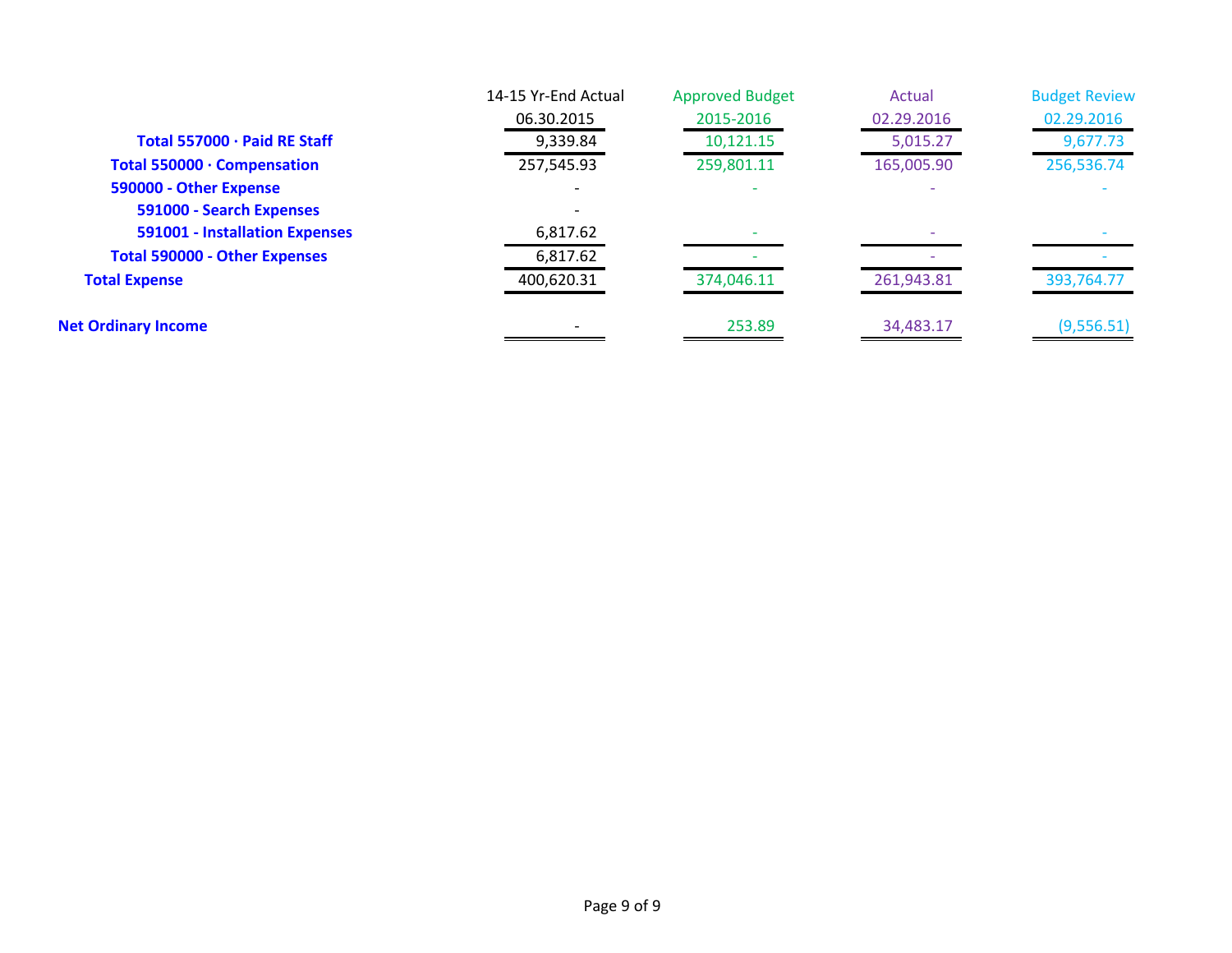| | 14-15 Yr-End Actual 06.30.2015 | Approved Budget 2015-2016 | Actual 02.29.2016 | Budget Review 02.29.2016 |
|---|---|---|---|---|
| **Total 557000 · Paid RE Staff** | 9,339.84 | 10,121.15 | 5,015.27 | 9,677.73 |
| **Total 550000 · Compensation** | 257,545.93 | 259,801.11 | 165,005.90 | 256,536.74 |
| **590000 - Other Expense** | - | - | - | - |
| **591000 - Search Expenses** | - | | | |
| **591001 - Installation Expenses** | 6,817.62 | - | - | - |
| **Total 590000 - Other Expenses** | 6,817.62 | - | - | - |
| **Total Expense** | 400,620.31 | 374,046.11 | 261,943.81 | 393,764.77 |
| **Net Ordinary Income** | - | 253.89 | 34,483.17 | (9,556.51) |